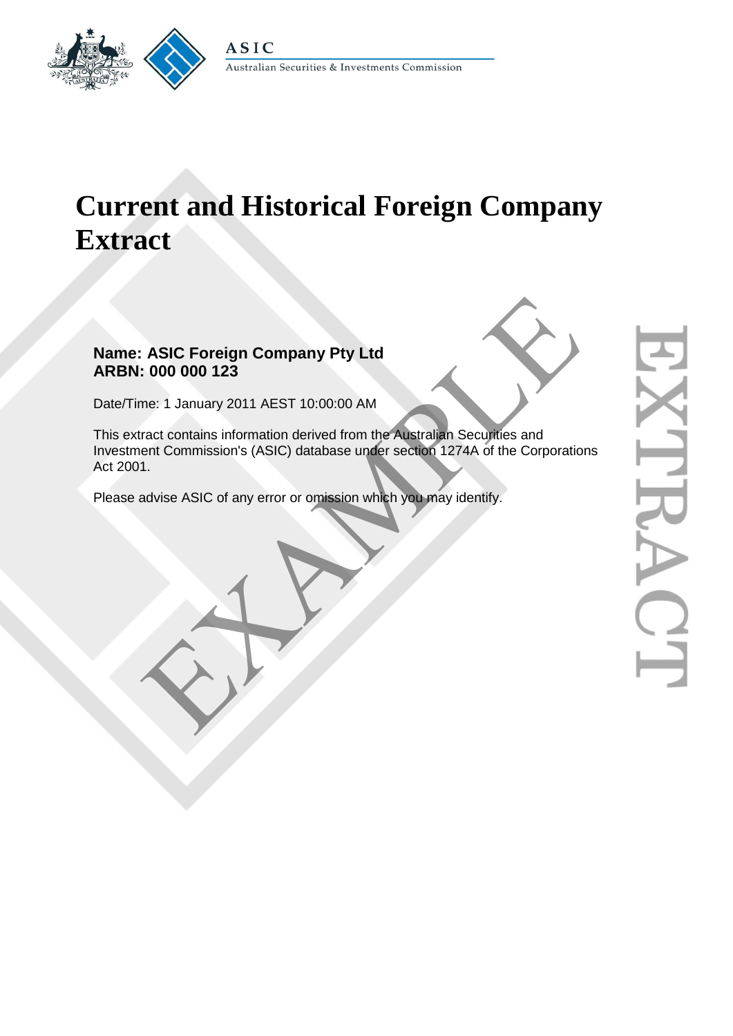ASIC

Australian Securities & Investments Commission

# Current and Historical Foreign Company Extract

**Name: ASIC Foreign Company Pty Ltd**
**ARBN: 000 000 123**

Date/Time: 1 January 2011 AEST 10:00:00 AM

This extract contains information derived from the Australian Securities and Investment Commission's (ASIC) database under section 1274A of the Corporations Act 2001.

Please advise ASIC of any error or omission which you may identify.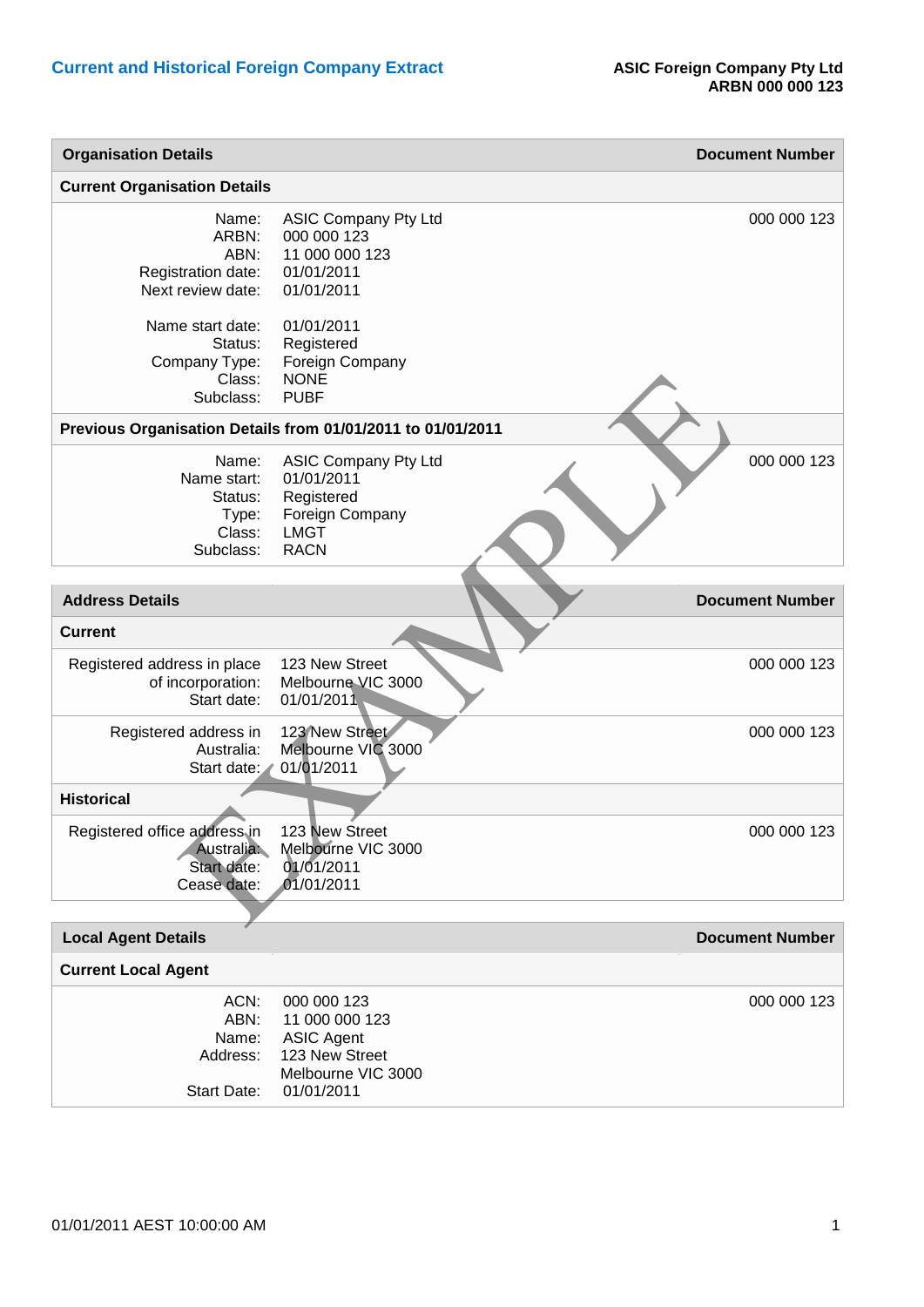## Current and Historical Foreign Company Extract

**ASIC Foreign Company Pty Ltd**
**ARBN 000 000 123**

| **Organisation Details** | | **Document Number** |
|---|---|---|
| **Current Organisation Details** | | |
| Name: | ASIC Company Pty Ltd | 000 000 123 |
| ARBN: | 000 000 123 | |
| ABN: | 11 000 000 123 | |
| Registration date: | 01/01/2011 | |
| Next review date: | 01/01/2011 | |
| Name start date: | 01/01/2011 | |
| Status: | Registered | |
| Company Type: | Foreign Company | |
| Class: | NONE | |
| Subclass: | PUBF | |
| **Previous Organisation Details from 01/01/2011 to 01/01/2011** | | |
| Name: | ASIC Company Pty Ltd | 000 000 123 |
| Name start: | 01/01/2011 | |
| Status: | Registered | |
| Type: | Foreign Company | |
| Class: | LMGT | |
| Subclass: | RACN | |

| **Address Details** | | **Document Number** |
|---|---|---|
| **Current** | | |
| Registered address in place of incorporation: | 123 New Street Melbourne VIC 3000 | 000 000 123 |
| Start date: | 01/01/2011 | |
| Registered address in Australia: | 123 New Street Melbourne VIC 3000 | 000 000 123 |
| Start date: | 01/01/2011 | |
| **Historical** | | |
| Registered office address in Australia: | 123 New Street Melbourne VIC 3000 | 000 000 123 |
| Start date: | 01/01/2011 | |
| Cease date: | 01/01/2011 | |

| **Local Agent Details** | | **Document Number** |
|---|---|---|
| **Current Local Agent** | | |
| ACN: | 000 000 123 | 000 000 123 |
| ABN: | 11 000 000 123 | |
| Name: | ASIC Agent | |
| Address: | 123 New Street Melbourne VIC 3000 | |
| Start Date: | 01/01/2011 | |

01/01/2011 AEST 10:00:00 AM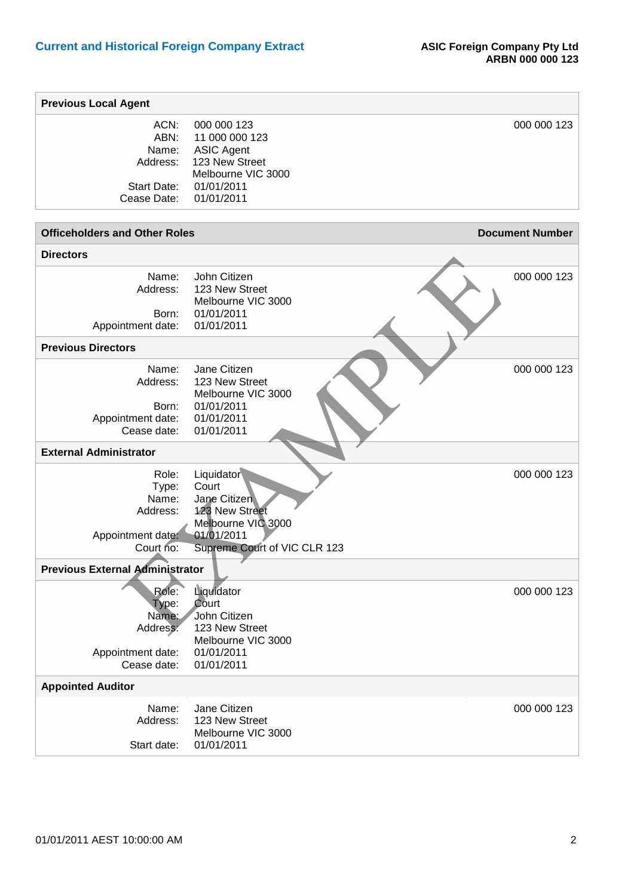## Previous Local Agent

| | | |
|---|---|---|
| ACN: | 000 000 123 | 000 000 123 |
| ABN: | 11 000 000 123 | |
| Name: | ASIC Agent | |
| Address: | 123 New Street<br>Melbourne VIC 3000 | |
| Start Date: | 01/01/2011 | |
| Cease Date: | 01/01/2011 | |

## Officeholders and Other Roles

**Document Number**

### Directors

| | | |
|---|---|---|
| Name: | John Citizen | 000 000 123 |
| Address: | 123 New Street<br>Melbourne VIC 3000 | |
| Born: | 01/01/2011 | |
| Appointment date: | 01/01/2011 | |

### Previous Directors

| | | |
|---|---|---|
| Name: | Jane Citizen | 000 000 123 |
| Address: | 123 New Street<br>Melbourne VIC 3000 | |
| Born: | 01/01/2011 | |
| Appointment date: | 01/01/2011 | |
| Cease date: | 01/01/2011 | |

### External Administrator

| | | |
|---|---|---|
| Role: | Liquidator | 000 000 123 |
| Type: | Court | |
| Name: | Jane Citizen | |
| Address: | 123 New Street<br>Melbourne VIC 3000 | |
| Appointment date: | 01/01/2011 | |
| Court no: | Supreme Court of VIC CLR 123 | |

### Previous External Administrator

| | | |
|---|---|---|
| Role: | Liquidator | 000 000 123 |
| Type: | Court | |
| Name: | John Citizen | |
| Address: | 123 New Street<br>Melbourne VIC 3000 | |
| Appointment date: | 01/01/2011 | |
| Cease date: | 01/01/2011 | |

### Appointed Auditor

| | | |
|---|---|---|
| Name: | Jane Citizen | 000 000 123 |
| Address: | 123 New Street<br>Melbourne VIC 3000 | |
| Start date: | 01/01/2011 | |

01/01/2011 AEST 10:00:00 AM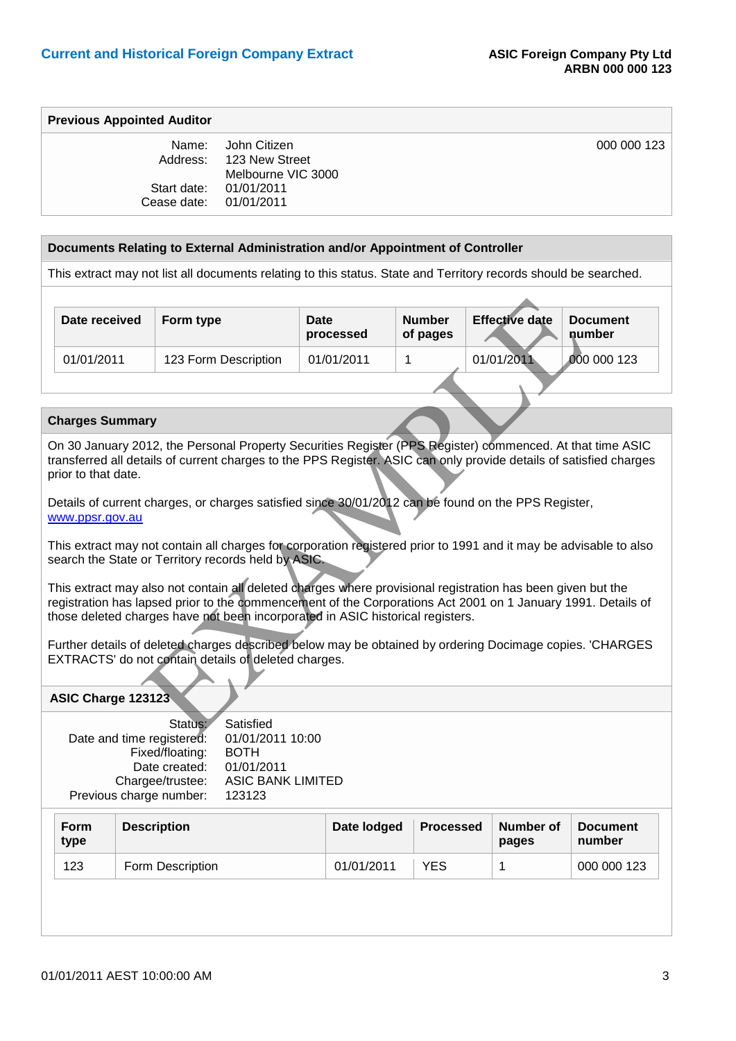## Previous Appointed Auditor

| | | |
|---|---|---|
| Name: | John Citizen | 000 000 123 |
| Address: | 123 New Street<br>Melbourne VIC 3000 | |
| Start date: | 01/01/2011 | |
| Cease date: | 01/01/2011 | |

## Documents Relating to External Administration and/or Appointment of Controller

This extract may not list all documents relating to this status. State and Territory records should be searched.

| Date received | Form type | Date processed | Number of pages | Effective date | Document number |
|---|---|---|---|---|---|
| 01/01/2011 | 123 Form Description | 01/01/2011 | 1 | 01/01/2011 | 000 000 123 |

## Charges Summary

On 30 January 2012, the Personal Property Securities Register (PPS Register) commenced. At that time ASIC transferred all details of current charges to the PPS Register. ASIC can only provide details of satisfied charges prior to that date.

Details of current charges, or charges satisfied since 30/01/2012 can be found on the PPS Register, www.ppsr.gov.au

This extract may not contain all charges for corporation registered prior to 1991 and it may be advisable to also search the State or Territory records held by ASIC.

This extract may also not contain all deleted charges where provisional registration has been given but the registration has lapsed prior to the commencement of the Corporations Act 2001 on 1 January 1991. Details of those deleted charges have not been incorporated in ASIC historical registers.

Further details of deleted charges described below may be obtained by ordering Docimage copies. 'CHARGES EXTRACTS' do not contain details of deleted charges.

### ASIC Charge 123123

| | |
|---|---|
| Status: | Satisfied |
| Date and time registered: | 01/01/2011 10:00 |
| Fixed/floating: | BOTH |
| Date created: | 01/01/2011 |
| Chargee/trustee: | ASIC BANK LIMITED |
| Previous charge number: | 123123 |

| Form type | Description | Date lodged | Processed | Number of pages | Document number |
|---|---|---|---|---|---|
| 123 | Form Description | 01/01/2011 | YES | 1 | 000 000 123 |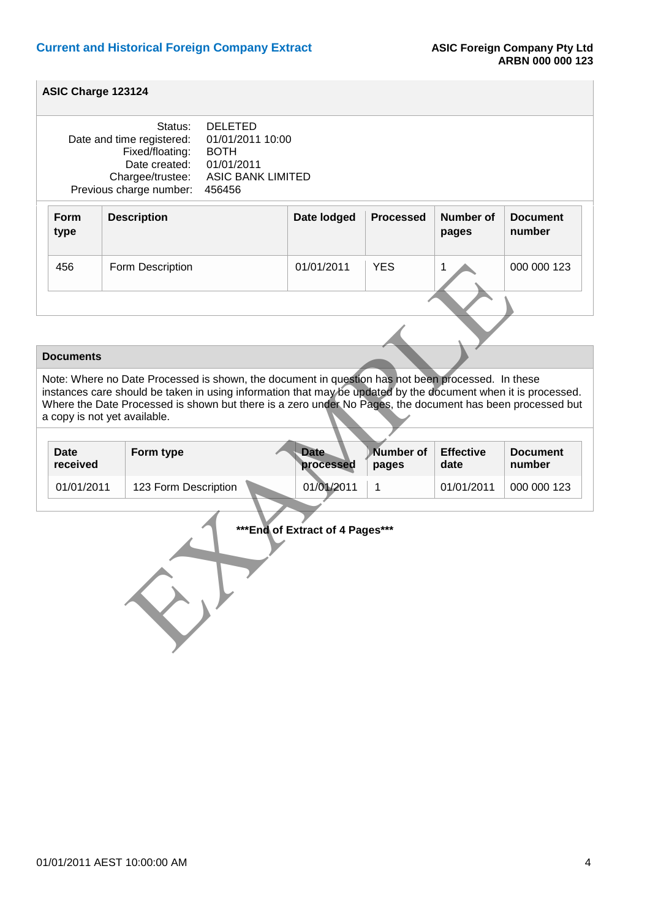## ASIC Charge 123124

Status: DELETED
Date and time registered: 01/01/2011 10:00
Fixed/floating: BOTH
Date created: 01/01/2011
Chargee/trustee: ASIC BANK LIMITED
Previous charge number: 456456

| Form type | Description | Date lodged | Processed | Number of pages | Document number |
|---|---|---|---|---|---|
| 456 | Form Description | 01/01/2011 | YES | 1 | 000 000 123 |

## Documents

Note: Where no Date Processed is shown, the document in question has not been processed. In these instances care should be taken in using information that may be updated by the document when it is processed. Where the Date Processed is shown but there is a zero under No Pages, the document has been processed but a copy is not yet available.

| Date received | Form type | Date processed | Number of pages | Effective date | Document number |
|---|---|---|---|---|---|
| 01/01/2011 | 123 Form Description | 01/01/2011 | 1 | 01/01/2011 | 000 000 123 |

**\*\*\*End of Extract of 4 Pages\*\*\***